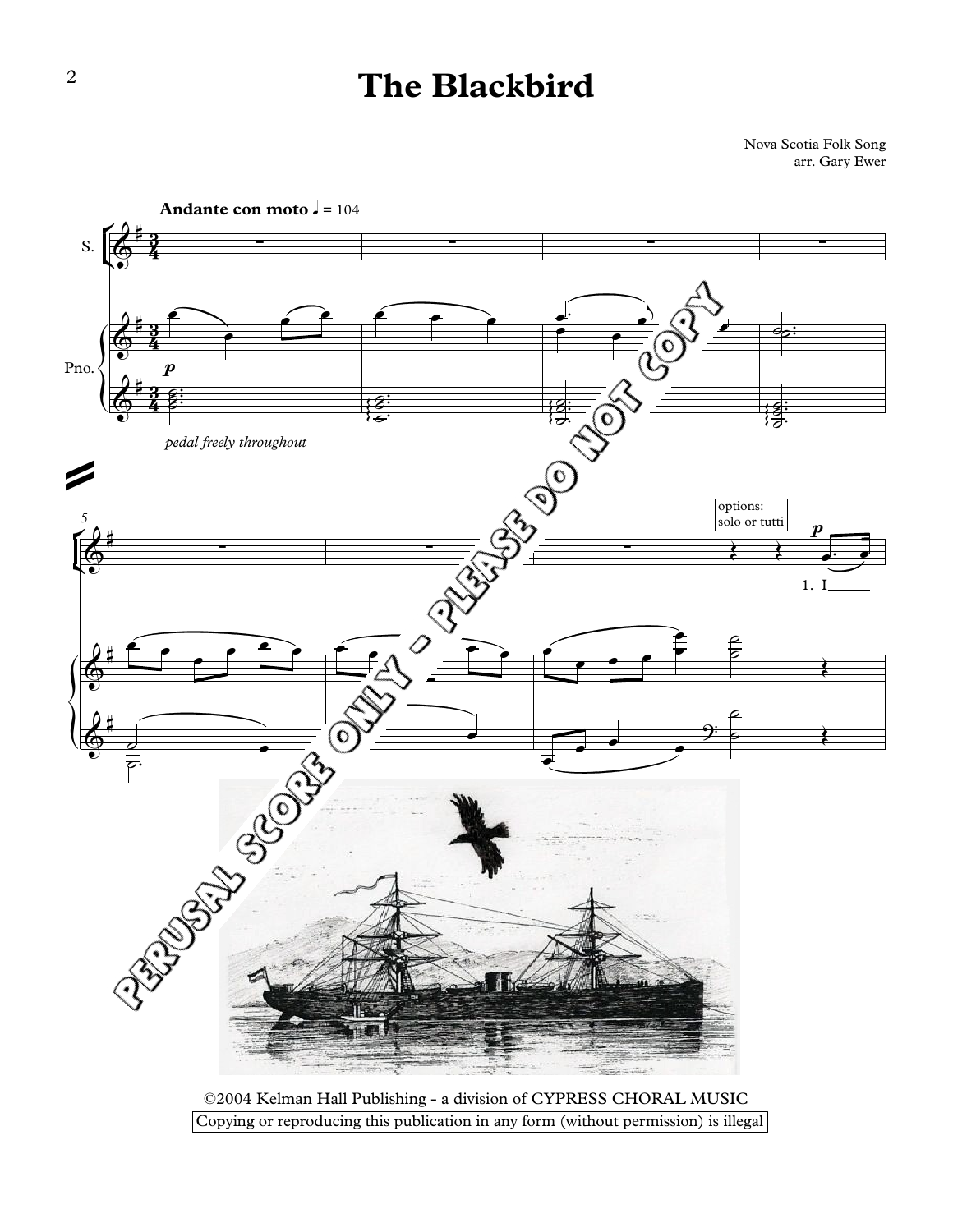# The Blackbird

Nova Scotia Folk Song
arr. Gary Ewer

**Andante con moto** ♩ = 104

*pedal freely throughout*

options: solo or tutti

1. I

PERUSAL SCORE ONLY - PLEASE DO NOT COPY

©2004 Kelman Hall Publishing - a division of CYPRESS CHORAL MUSIC

Copying or reproducing this publication in any form (without permission) is illegal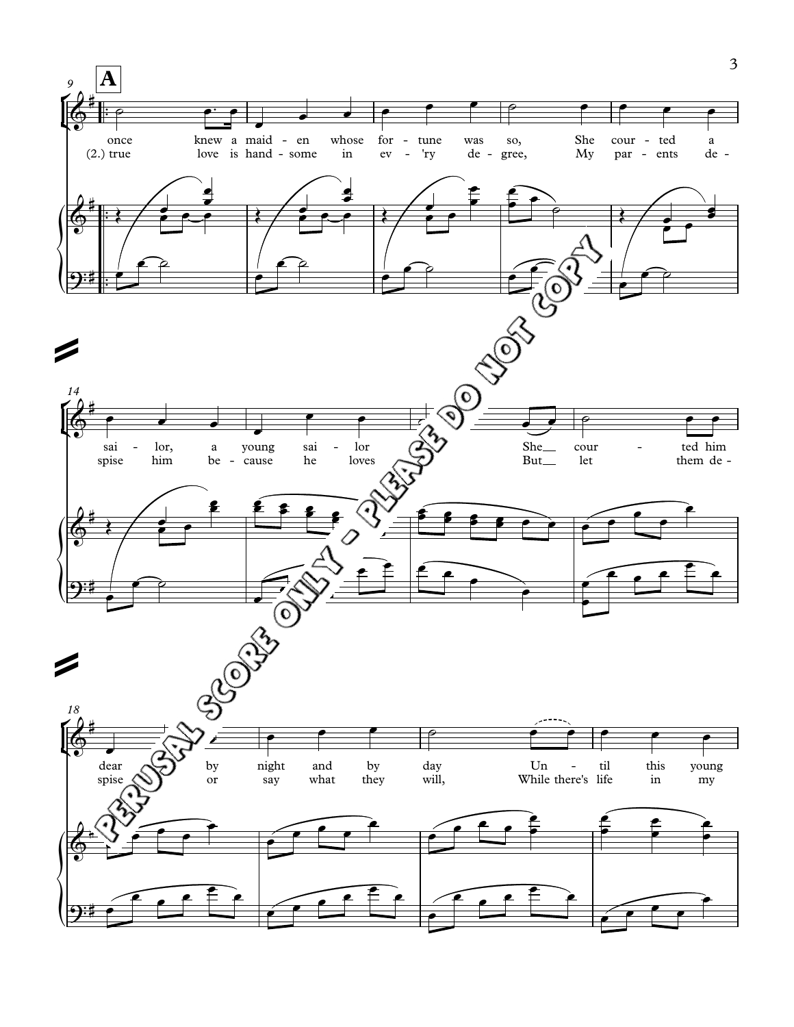**A**

once knew a maiden whose fortune was so, She courted a sailor, a young sailor She courted him dear by night and by day Until this young

(2.) true love is handsome in ev'ry degree, My parents despise him because he loves But let them despise or say what they will, While there's life in my

PERUSAL SCORE ONLY - PLEASE DO NOT COPY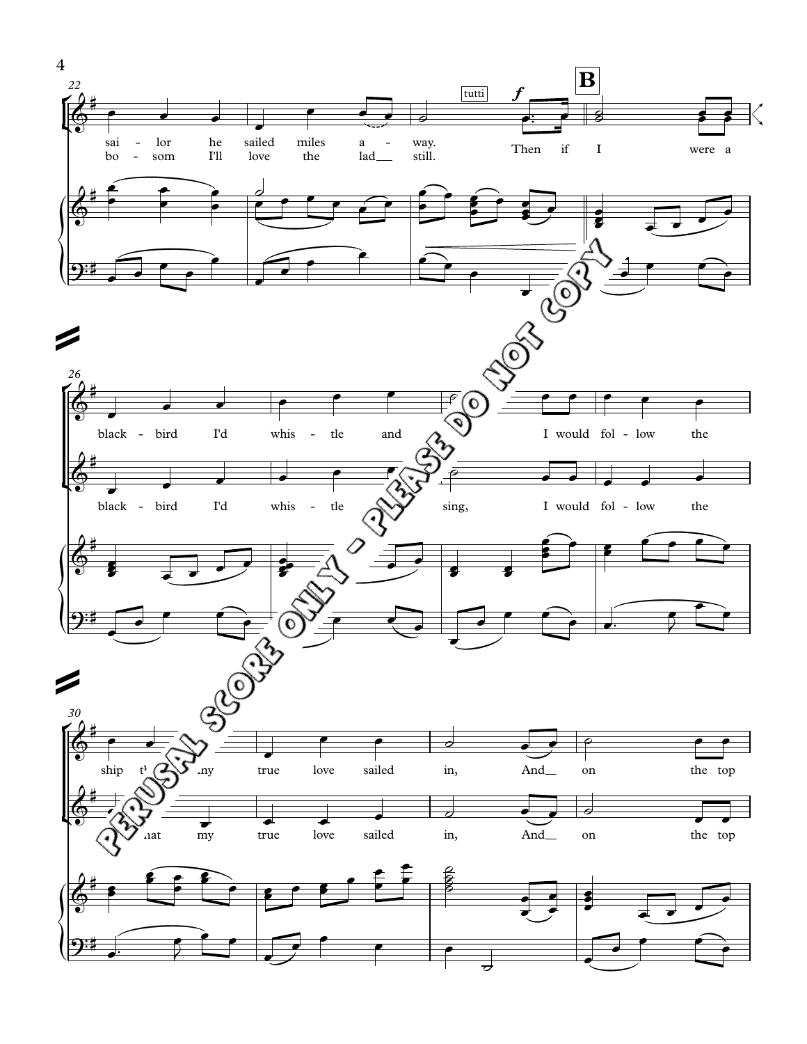22

tutti

*f*

**B**

sai - lor he sailed miles a - way.
bo - som I'll love the lad__ still.

Then if I were a

26

black - bird I'd whis - tle and I would fol - low the

black - bird I'd whis - tle sing, I would fol - low the

30

ship that my true love sailed in, And__ on the top

that my true love sailed in, And__ on the top

PERUSAL SCORE ONLY - PLEASE DO NOT COPY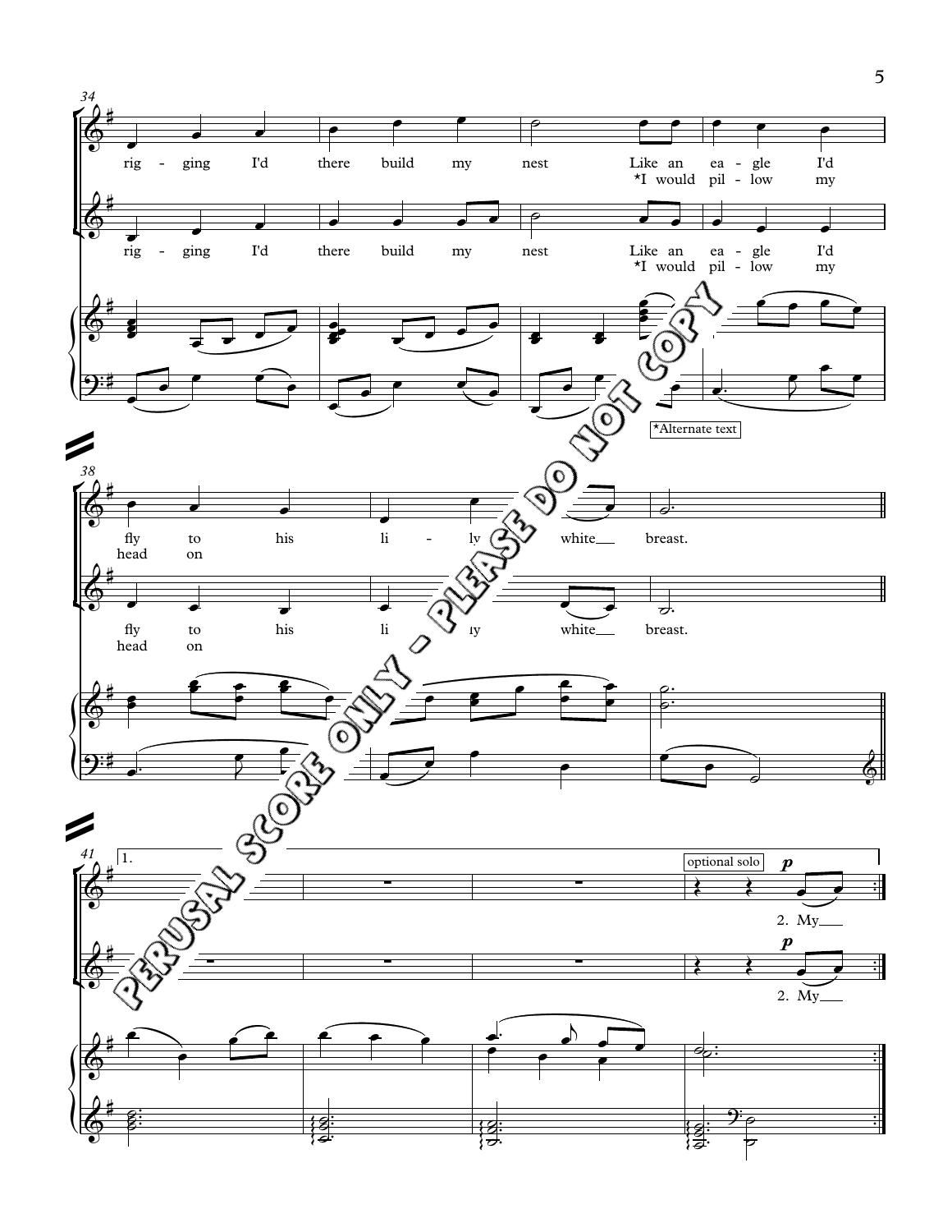rig - ging I'd there build my nest Like an ea - gle I'd
*I would pil - low my

rig - ging I'd there build my nest Like an ea - gle I'd
*I would pil - low my

*Alternate text

fly to his li - ly white breast.
head on

fly to his li - ly white breast.
head on

1.

optional solo

2. My

2. My

PERUSAL SCORE ONLY - PLEASE DO NOT COPY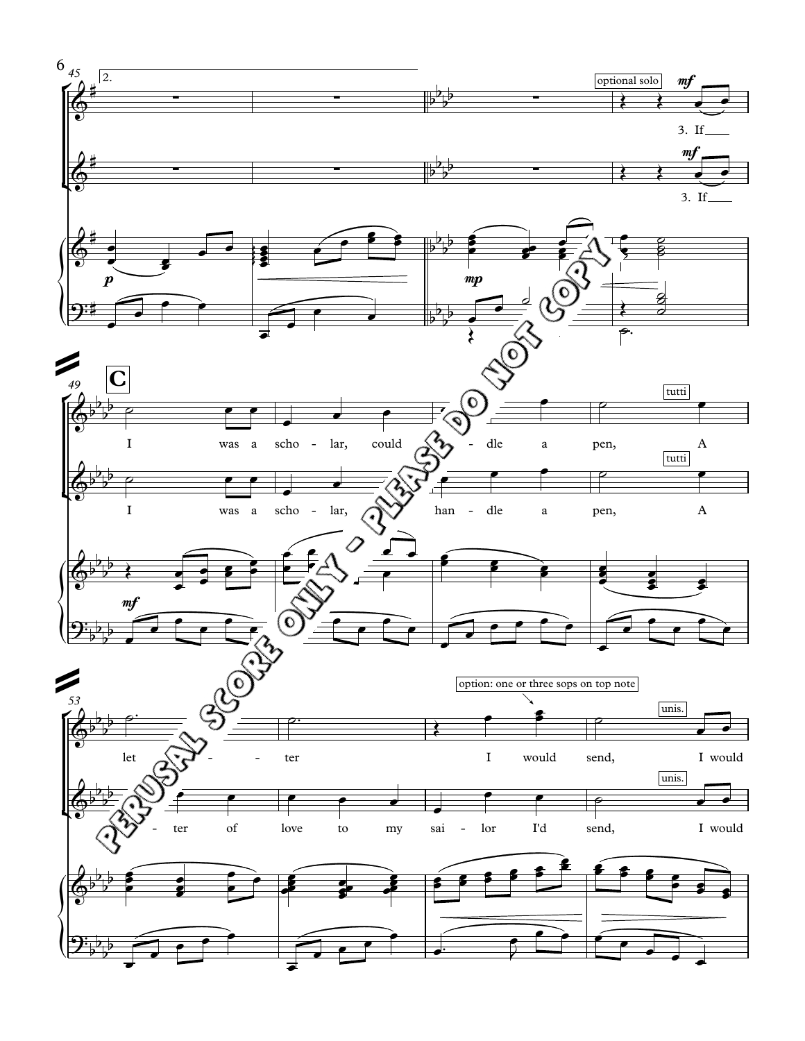2.

optional solo

*mf*

3. If

*mf*

3. If

*p*

*mp*

**C**

I was a scho - lar, could han - dle a pen,

tutti

A

I was a scho - lar, could han - dle a pen,

tutti

A

*mf*

option: one or three sops on top note

let - ter I would send,

unis.

I would

let - ter of love to my sai - lor I'd send,

unis.

I would

PERUSAL SCORE ONLY - PLEASE DO NOT COPY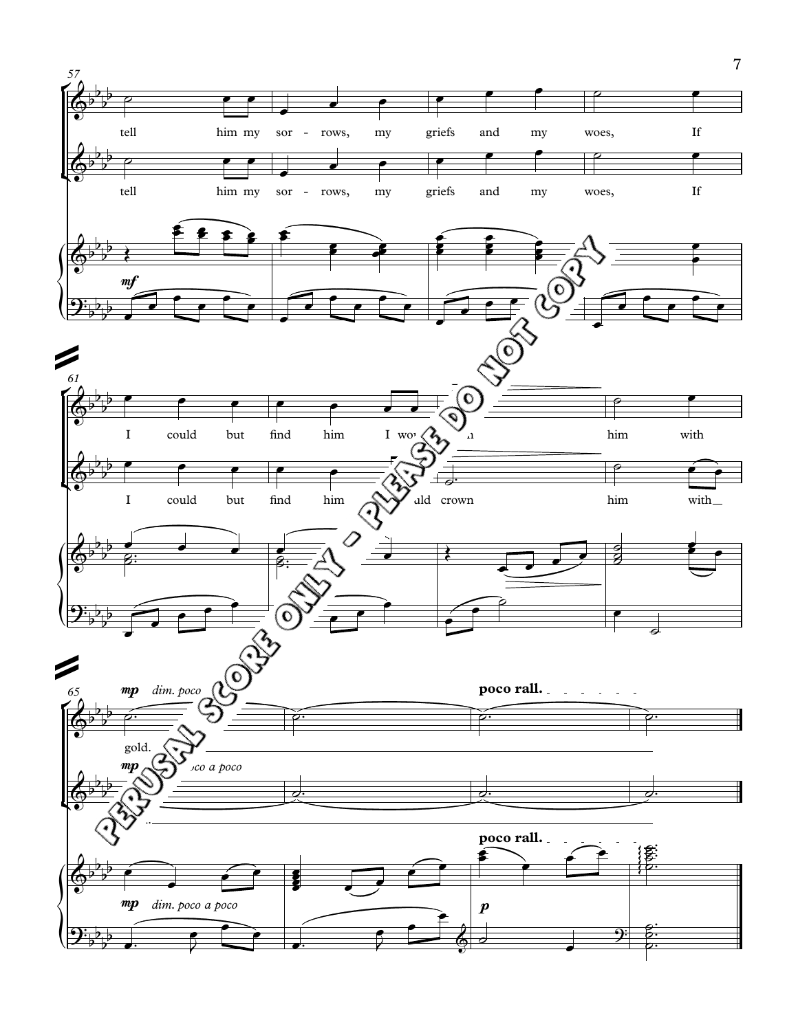57

tell him my sor - rows, my griefs and my woes, If

tell him my sor - rows, my griefs and my woes, If

*mf*

61

I could but find him I would crown him with

I could but find him I would crown him with_

65

*mp* *dim. poco a poco*

**poco rall.**

gold.

*mp* *dim. poco a poco*

gold.

**poco rall.**

*mp* *dim. poco a poco*

*p*

PERUSAL SCORE ONLY - PLEASE DO NOT COPY